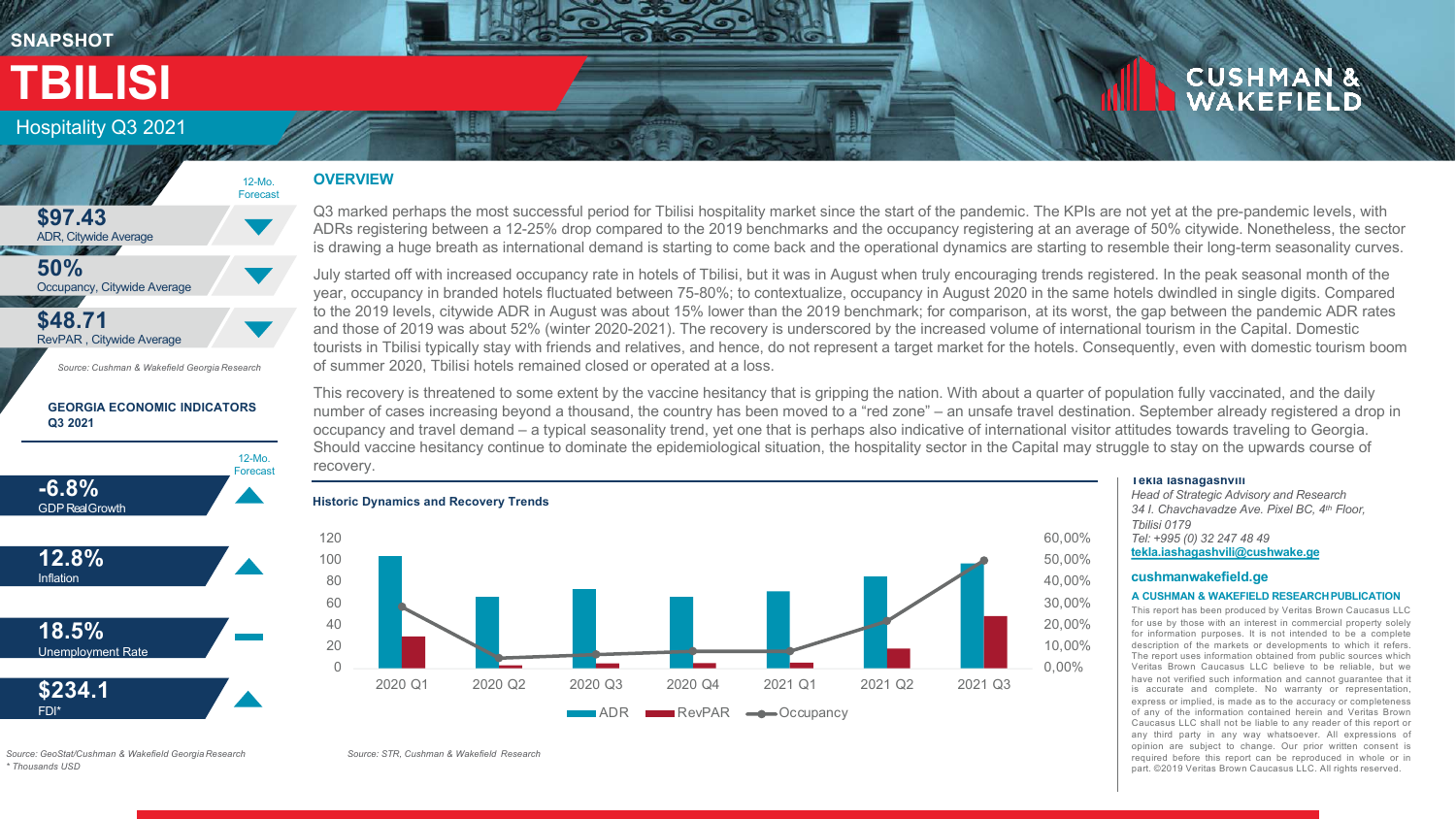SNAPSHOT

# TBILISI

Hospitality Q3 2021

| | 12-Mo. Forecast |
|---|---|
| **$97.43** ADR, Citywide Average | ▼ |
| **50%** Occupancy, Citywide Average | ▼ |
| **$48.71** RevPAR , Citywide Average | ▼ |

*Source: Cushman & Wakefield Georgia Research*

**GEORGIA ECONOMIC INDICATORS Q3 2021**

| | 12-Mo. Forecast |
|---|---|
| **-6.8%** GDP Real Growth | ▲ |
| **12.8%** Inflation | ▲ |
| **18.5%** Unemployment Rate | ▬ |
| **$234.1** FDI* | ▲ |

*Source: GeoStat/Cushman & Wakefield Georgia Research*
*\* Thousands USD*

## OVERVIEW

Q3 marked perhaps the most successful period for Tbilisi hospitality market since the start of the pandemic. The KPIs are not yet at the pre-pandemic levels, with ADRs registering between a 12-25% drop compared to the 2019 benchmarks and the occupancy registering at an average of 50% citywide. Nonetheless, the sector is drawing a huge breath as international demand is starting to come back and the operational dynamics are starting to resemble their long-term seasonality curves.

July started off with increased occupancy rate in hotels of Tbilisi, but it was in August when truly encouraging trends registered. In the peak seasonal month of the year, occupancy in branded hotels fluctuated between 75-80%; to contextualize, occupancy in August 2020 in the same hotels dwindled in single digits. Compared to the 2019 levels, citywide ADR in August was about 15% lower than the 2019 benchmark; for comparison, at its worst, the gap between the pandemic ADR rates and those of 2019 was about 52% (winter 2020-2021). The recovery is underscored by the increased volume of international tourism in the Capital. Domestic tourists in Tbilisi typically stay with friends and relatives, and hence, do not represent a target market for the hotels. Consequently, even with domestic tourism boom of summer 2020, Tbilisi hotels remained closed or operated at a loss.

This recovery is threatened to some extent by the vaccine hesitancy that is gripping the nation. With about a quarter of population fully vaccinated, and the daily number of cases increasing beyond a thousand, the country has been moved to a "red zone" – an unsafe travel destination. September already registered a drop in occupancy and travel demand – a typical seasonality trend, yet one that is perhaps also indicative of international visitor attitudes towards traveling to Georgia. Should vaccine hesitancy continue to dominate the epidemiological situation, the hospitality sector in the Capital may struggle to stay on the upwards course of recovery.

**Historic Dynamics and Recovery Trends**

*Source: STR, Cushman & Wakefield Research*

**Tekla Iashagashvili**
*Head of Strategic Advisory and Research*
*34 I. Chavchavadze Ave. Pixel BC, 4th Floor,*
*Tbilisi 0179*
*Tel: +995 (0) 32 247 48 49*
**tekla.iashagashvili@cushwake.ge**

**cushmanwakefield.ge**

**A CUSHMAN & WAKEFIELD RESEARCH PUBLICATION**

This report has been produced by Veritas Brown Caucasus LLC for use by those with an interest in commercial property solely for information purposes. It is not intended to be a complete description of the markets or developments to which it refers. The report uses information obtained from public sources which Veritas Brown Caucasus LLC believe to be reliable, but we have not verified such information and cannot guarantee that it is accurate and complete. No warranty or representation, express or implied, is made as to the accuracy or completeness of any of the information contained herein and Veritas Brown Caucasus LLC shall not be liable to any reader of this report or any third party in any way whatsoever. All expressions of opinion are subject to change. Our prior written consent is required before this report can be reproduced in whole or in part. ©2019 Veritas Brown Caucasus LLC. All rights reserved.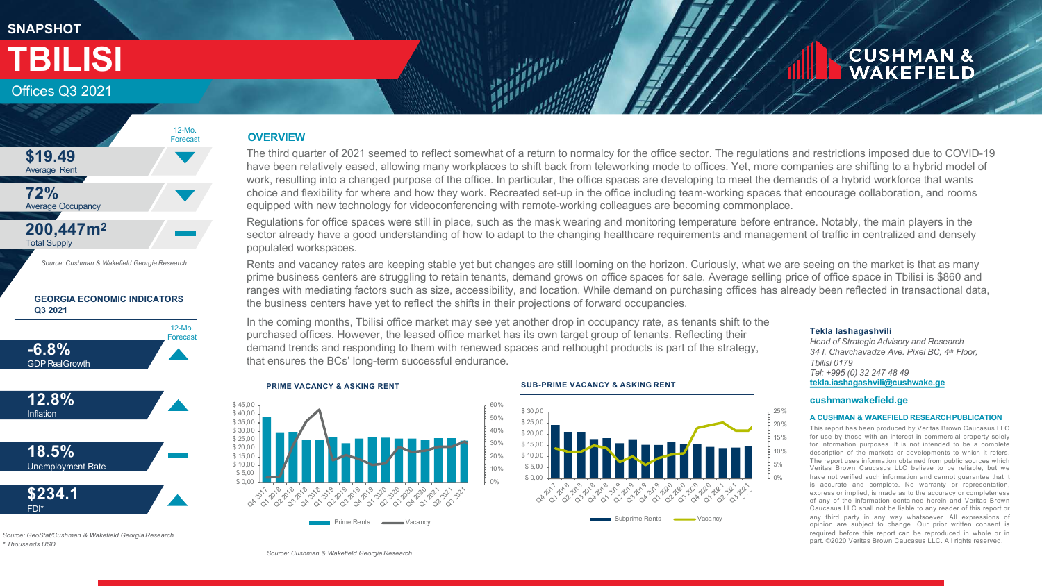SNAPSHOT

# TBILISI

Offices Q3 2021

| | 12-Mo. Forecast |
|---|---|
| **$19.49** Average Rent | ▼ |
| **72%** Average Occupancy | ▼ |
| **200,447m²** Total Supply | — |

*Source: Cushman & Wakefield Georgia Research*

### GEORGIA ECONOMIC INDICATORS Q3 2021

| | 12-Mo. Forecast |
|---|---|
| **-6.8%** GDP Real Growth | ▲ |
| **12.8%** Inflation | ▲ |
| **18.5%** Unemployment Rate | — |
| **$234.1** FDI* | ▲ |

*Source: GeoStat/Cushman & Wakefield Georgia Research*
*\* Thousands USD*

## OVERVIEW

The third quarter of 2021 seemed to reflect somewhat of a return to normalcy for the office sector. The regulations and restrictions imposed due to COVID-19 have been relatively eased, allowing many workplaces to shift back from teleworking mode to offices. Yet, more companies are shifting to a hybrid model of work, resulting into a changed purpose of the office. In particular, the office spaces are developing to meet the demands of a hybrid workforce that wants choice and flexibility for where and how they work. Recreated set-up in the office including team-working spaces that encourage collaboration, and rooms equipped with new technology for videoconferencing with remote-working colleagues are becoming commonplace.

Regulations for office spaces were still in place, such as the mask wearing and monitoring temperature before entrance. Notably, the main players in the sector already have a good understanding of how to adapt to the changing healthcare requirements and management of traffic in centralized and densely populated workspaces.

Rents and vacancy rates are keeping stable yet but changes are still looming on the horizon. Curiously, what we are seeing on the market is that as many prime business centers are struggling to retain tenants, demand grows on office spaces for sale. Average selling price of office space in Tbilisi is $860 and ranges with mediating factors such as size, accessibility, and location. While demand on purchasing offices has already been reflected in transactional data, the business centers have yet to reflect the shifts in their projections of forward occupancies.

In the coming months, Tbilisi office market may see yet another drop in occupancy rate, as tenants shift to the purchased offices. However, the leased office market has its own target group of tenants. Reflecting their demand trends and responding to them with renewed spaces and rethought products is part of the strategy, that ensures the BCs' long-term successful endurance.

### PRIME VACANCY & ASKING RENT

Legend: Prime Rents, Vacancy

### SUB-PRIME VACANCY & ASKING RENT

Legend: Subprime Rents, Vacancy

*Source: Cushman & Wakefield Georgia Research*

**Tekla Iashagashvili**
*Head of Strategic Advisory and Research*
*34 I. Chavchavadze Ave. Pixel BC, 4th Floor,*
*Tbilisi 0179*
*Tel: +995 (0) 32 247 48 49*
**tekla.iashagashvili@cushwake.ge**

**cushmanwakefield.ge**

**A CUSHMAN & WAKEFIELD RESEARCH PUBLICATION**

This report has been produced by Veritas Brown Caucasus LLC for use by those with an interest in commercial property solely for information purposes. It is not intended to be a complete description of the markets or developments to which it refers. The report uses information obtained from public sources which Veritas Brown Caucasus LLC believe to be reliable, but we have not verified such information and cannot guarantee that it is accurate and complete. No warranty or representation, express or implied, is made as to the accuracy or completeness of any of the information contained herein and Veritas Brown Caucasus LLC shall not be liable to any reader of this report or any third party in any way whatsoever. All expressions of opinion are subject to change. Our prior written consent is required before this report can be reproduced in whole or in part. ©2020 Veritas Brown Caucasus LLC. All rights reserved.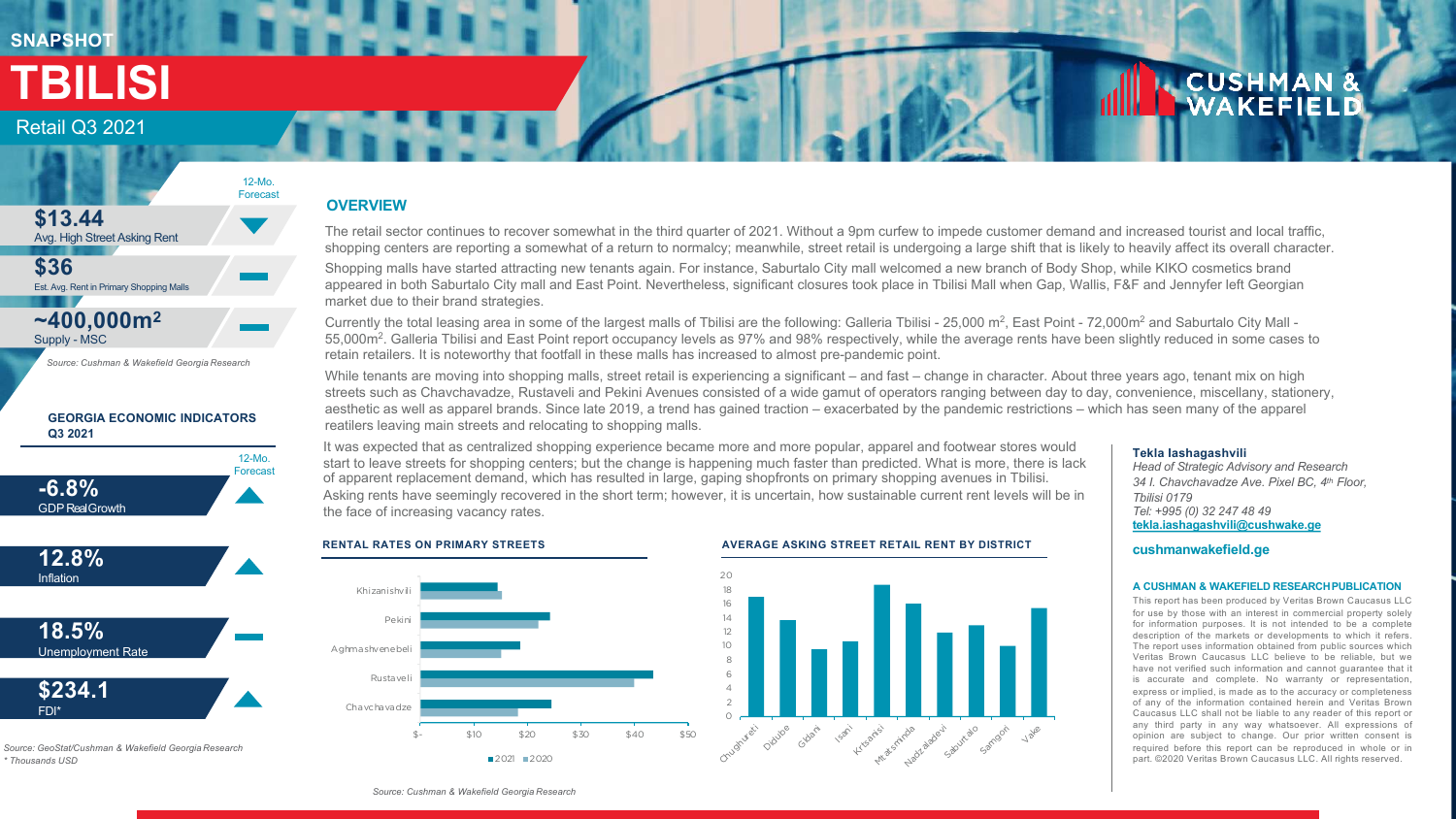SNAPSHOT

# TBILISI

Retail Q3 2021

12-Mo. Forecast

**$13.44**
Avg. High Street Asking Rent

**$36**
Est. Avg. Rent in Primary Shopping Malls

**~400,000m²**
Supply - MSC

*Source: Cushman & Wakefield Georgia Research*

**GEORGIA ECONOMIC INDICATORS Q3 2021**

12-Mo. Forecast

**-6.8%**
GDP Real Growth

**12.8%**
Inflation

**18.5%**
Unemployment Rate

**$234.1**
FDI*

*Source: GeoStat/Cushman & Wakefield Georgia Research*
*\* Thousands USD*

## OVERVIEW

The retail sector continues to recover somewhat in the third quarter of 2021. Without a 9pm curfew to impede customer demand and increased tourist and local traffic, shopping centers are reporting a somewhat of a return to normalcy; meanwhile, street retail is undergoing a large shift that is likely to heavily affect its overall character.

Shopping malls have started attracting new tenants again. For instance, Saburtalo City mall welcomed a new branch of Body Shop, while KIKO cosmetics brand appeared in both Saburtalo City mall and East Point. Nevertheless, significant closures took place in Tbilisi Mall when Gap, Wallis, F&F and Jennyfer left Georgian market due to their brand strategies.

Currently the total leasing area in some of the largest malls of Tbilisi are the following: Galleria Tbilisi - 25,000 m², East Point - 72,000m² and Saburtalo City Mall - 55,000m². Galleria Tbilisi and East Point report occupancy levels as 97% and 98% respectively, while the average rents have been slightly reduced in some cases to retain retailers. It is noteworthy that footfall in these malls has increased to almost pre-pandemic point.

While tenants are moving into shopping malls, street retail is experiencing a significant – and fast – change in character. About three years ago, tenant mix on high streets such as Chavchavadze, Rustaveli and Pekini Avenues consisted of a wide gamut of operators ranging between day to day, convenience, miscellany, stationery, aesthetic as well as apparel brands. Since late 2019, a trend has gained traction – exacerbated by the pandemic restrictions – which has seen many of the apparel reatilers leaving main streets and relocating to shopping malls.

It was expected that as centralized shopping experience became more and more popular, apparel and footwear stores would start to leave streets for shopping centers; but the change is happening much faster than predicted. What is more, there is lack of apparent replacement demand, which has resulted in large, gaping shopfronts on primary shopping avenues in Tbilisi. Asking rents have seemingly recovered in the short term; however, it is uncertain, how sustainable current rent levels will be in the face of increasing vacancy rates.

**RENTAL RATES ON PRIMARY STREETS**

Khizanishvili
Pekini
Aghmashvenebeli
Rustaveli
Chavchavadze

$- $10 $20 $30 $40 $50

2021 2020

**AVERAGE ASKING STREET RETAIL RENT BY DISTRICT**

20 18 16 14 12 10 8 6 4 2 0

Chughureti, Didube, Gldani, Isani, Krtsanisi, Mtatsminda, Nadzaladevi, Saburtalo, Samgori, Vake

*Source: Cushman & Wakefield Georgia Research*

**Tekla Iashagashvili**
*Head of Strategic Advisory and Research*
*34 I. Chavchavadze Ave. Pixel BC, 4th Floor,*
*Tbilisi 0179*
*Tel: +995 (0) 32 247 48 49*
**tekla.iashagashvili@cushwake.ge**

**cushmanwakefield.ge**

**A CUSHMAN & WAKEFIELD RESEARCH PUBLICATION**

This report has been produced by Veritas Brown Caucasus LLC for use by those with an interest in commercial property solely for information purposes. It is not intended to be a complete description of the markets or developments to which it refers. The report uses information obtained from public sources which Veritas Brown Caucasus LLC believe to be reliable, but we have not verified such information and cannot guarantee that it is accurate and complete. No warranty or representation, express or implied, is made as to the accuracy or completeness of any of the information contained herein and Veritas Brown Caucasus LLC shall not be liable to any reader of this report or any third party in any way whatsoever. All expressions of opinion are subject to change. Our prior written consent is required before this report can be reproduced in whole or in part. ©2020 Veritas Brown Caucasus LLC. All rights reserved.